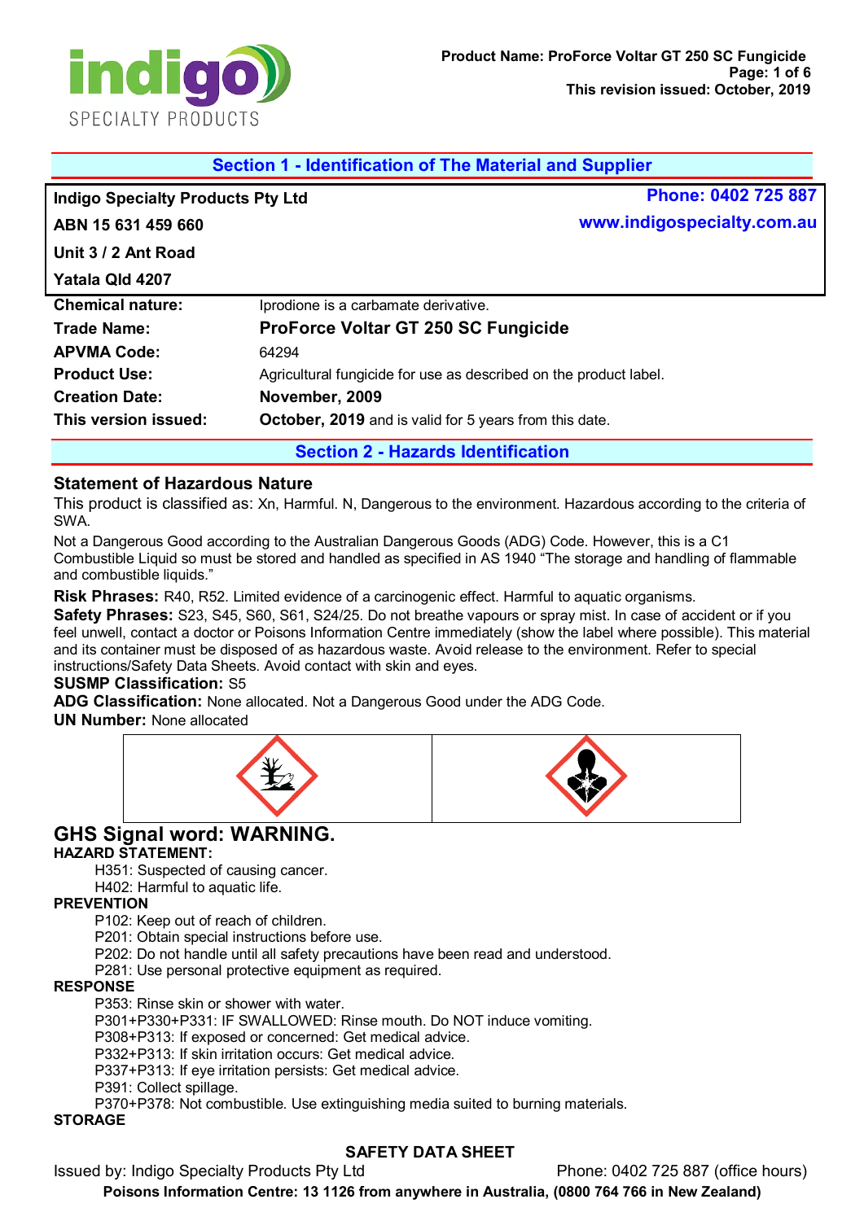## Section 1 - Identification of The Material and Supplier

| Indigo Specialty Products Pty Ltd | Phone: 0402 725 887 |
| --- | --- |
| ABN 15 631 459 660 | www.indigospecialty.com.au |
| Unit 3 / 2 Ant Road | |
| Yatala Qld 4207 | |

| | |
| --- | --- |
| **Chemical nature:** | Iprodione is a carbamate derivative. |
| **Trade Name:** | **ProForce Voltar GT 250 SC Fungicide** |
| **APVMA Code:** | 64294 |
| **Product Use:** | Agricultural fungicide for use as described on the product label. |
| **Creation Date:** | **November, 2009** |
| **This version issued:** | **October, 2019** and is valid for 5 years from this date. |

## Section 2 - Hazards Identification

### Statement of Hazardous Nature

This product is classified as: Xn, Harmful. N, Dangerous to the environment. Hazardous according to the criteria of SWA.

Not a Dangerous Good according to the Australian Dangerous Goods (ADG) Code. However, this is a C1 Combustible Liquid so must be stored and handled as specified in AS 1940 "The storage and handling of flammable and combustible liquids."

**Risk Phrases:** R40, R52. Limited evidence of a carcinogenic effect. Harmful to aquatic organisms.

**Safety Phrases:** S23, S45, S60, S61, S24/25. Do not breathe vapours or spray mist. In case of accident or if you feel unwell, contact a doctor or Poisons Information Centre immediately (show the label where possible). This material and its container must be disposed of as hazardous waste. Avoid release to the environment. Refer to special instructions/Safety Data Sheets. Avoid contact with skin and eyes.

**SUSMP Classification:** S5

**ADG Classification:** None allocated. Not a Dangerous Good under the ADG Code.

**UN Number:** None allocated

## GHS Signal word: WARNING.

**HAZARD STATEMENT:**

H351: Suspected of causing cancer.
H402: Harmful to aquatic life.

**PREVENTION**

P102: Keep out of reach of children.
P201: Obtain special instructions before use.
P202: Do not handle until all safety precautions have been read and understood.
P281: Use personal protective equipment as required.

**RESPONSE**

P353: Rinse skin or shower with water.
P301+P330+P331: IF SWALLOWED: Rinse mouth. Do NOT induce vomiting.
P308+P313: If exposed or concerned: Get medical advice.
P332+P313: If skin irritation occurs: Get medical advice.
P337+P313: If eye irritation persists: Get medical advice.
P391: Collect spillage.
P370+P378: Not combustible. Use extinguishing media suited to burning materials.

**STORAGE**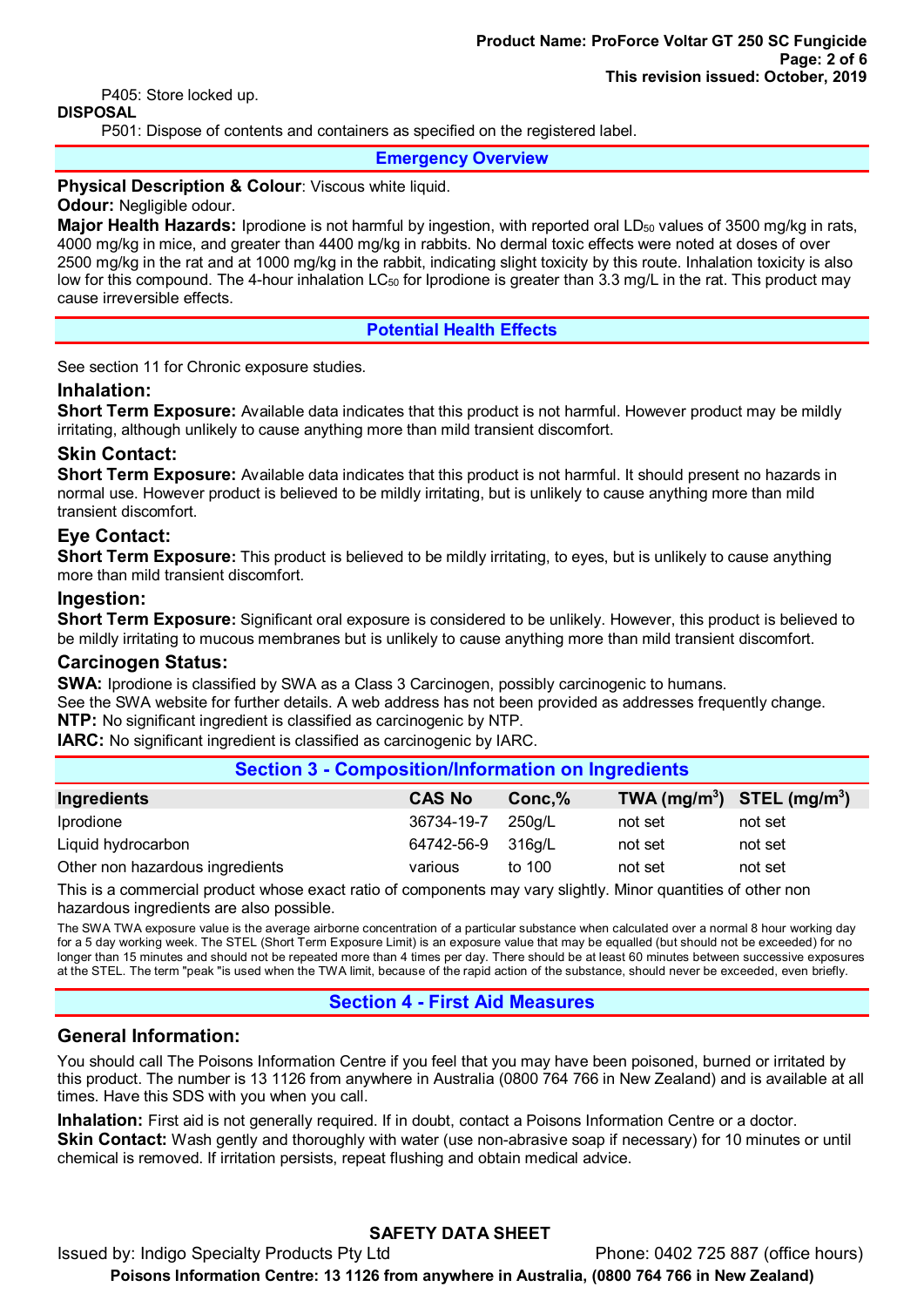P405: Store locked up.

**DISPOSAL**

P501: Dispose of contents and containers as specified on the registered label.

## Emergency Overview

**Physical Description & Colour**: Viscous white liquid.

**Odour:** Negligible odour.

**Major Health Hazards:** Iprodione is not harmful by ingestion, with reported oral $LD_{50}$ values of 3500 mg/kg in rats, 4000 mg/kg in mice, and greater than 4400 mg/kg in rabbits. No dermal toxic effects were noted at doses of over 2500 mg/kg in the rat and at 1000 mg/kg in the rabbit, indicating slight toxicity by this route. Inhalation toxicity is also low for this compound. The 4-hour inhalation $LC_{50}$ for Iprodione is greater than 3.3 mg/L in the rat. This product may cause irreversible effects.

## Potential Health Effects

See section 11 for Chronic exposure studies.

### Inhalation:

**Short Term Exposure:** Available data indicates that this product is not harmful. However product may be mildly irritating, although unlikely to cause anything more than mild transient discomfort.

### Skin Contact:

**Short Term Exposure:** Available data indicates that this product is not harmful. It should present no hazards in normal use. However product is believed to be mildly irritating, but is unlikely to cause anything more than mild transient discomfort.

### Eye Contact:

**Short Term Exposure:** This product is believed to be mildly irritating, to eyes, but is unlikely to cause anything more than mild transient discomfort.

### Ingestion:

**Short Term Exposure:** Significant oral exposure is considered to be unlikely. However, this product is believed to be mildly irritating to mucous membranes but is unlikely to cause anything more than mild transient discomfort.

### Carcinogen Status:

**SWA:** Iprodione is classified by SWA as a Class 3 Carcinogen, possibly carcinogenic to humans.
See the SWA website for further details. A web address has not been provided as addresses frequently change.

**NTP:** No significant ingredient is classified as carcinogenic by NTP.

**IARC:** No significant ingredient is classified as carcinogenic by IARC.

## Section 3 - Composition/Information on Ingredients

| Ingredients | CAS No | Conc,% | TWA ($mg/m^3$) | STEL ($mg/m^3$) |
|---|---|---|---|---|
| Iprodione | 36734-19-7 | 250g/L | not set | not set |
| Liquid hydrocarbon | 64742-56-9 | 316g/L | not set | not set |
| Other non hazardous ingredients | various | to 100 | not set | not set |

This is a commercial product whose exact ratio of components may vary slightly. Minor quantities of other non hazardous ingredients are also possible.

The SWA TWA exposure value is the average airborne concentration of a particular substance when calculated over a normal 8 hour working day for a 5 day working week. The STEL (Short Term Exposure Limit) is an exposure value that may be equalled (but should not be exceeded) for no longer than 15 minutes and should not be repeated more than 4 times per day. There should be at least 60 minutes between successive exposures at the STEL. The term "peak "is used when the TWA limit, because of the rapid action of the substance, should never be exceeded, even briefly.

## Section 4 - First Aid Measures

### General Information:

You should call The Poisons Information Centre if you feel that you may have been poisoned, burned or irritated by this product. The number is 13 1126 from anywhere in Australia (0800 764 766 in New Zealand) and is available at all times. Have this SDS with you when you call.

**Inhalation:** First aid is not generally required. If in doubt, contact a Poisons Information Centre or a doctor.

**Skin Contact:** Wash gently and thoroughly with water (use non-abrasive soap if necessary) for 10 minutes or until chemical is removed. If irritation persists, repeat flushing and obtain medical advice.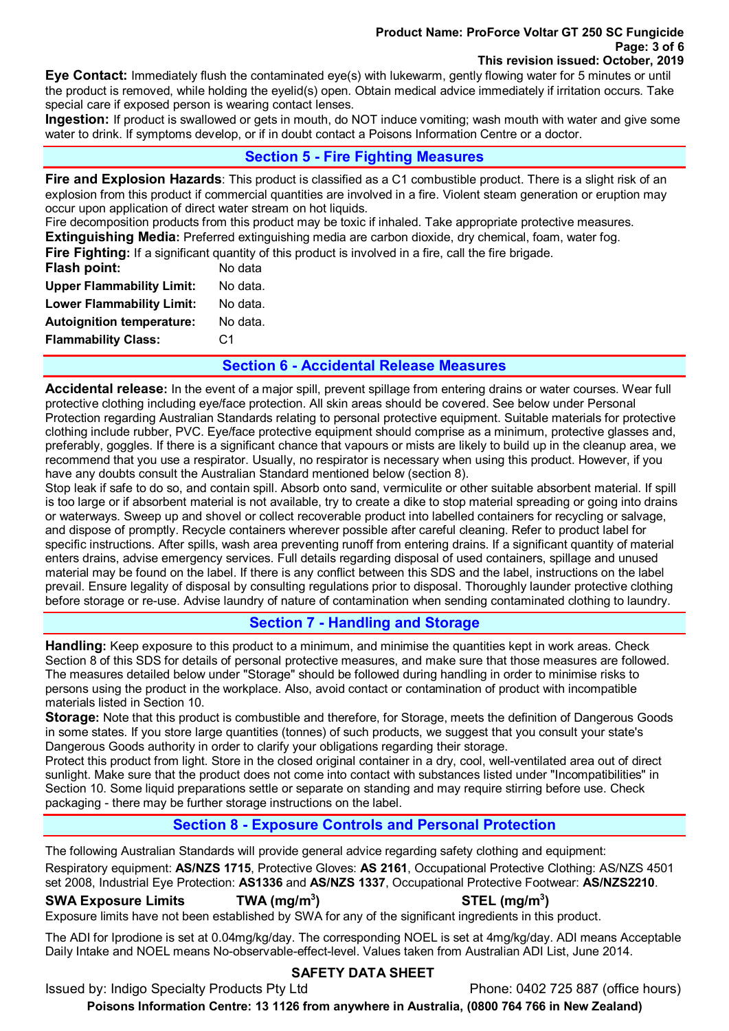**Eye Contact:** Immediately flush the contaminated eye(s) with lukewarm, gently flowing water for 5 minutes or until the product is removed, while holding the eyelid(s) open. Obtain medical advice immediately if irritation occurs. Take special care if exposed person is wearing contact lenses.

**Ingestion:** If product is swallowed or gets in mouth, do NOT induce vomiting; wash mouth with water and give some water to drink. If symptoms develop, or if in doubt contact a Poisons Information Centre or a doctor.

## Section 5 - Fire Fighting Measures

**Fire and Explosion Hazards**: This product is classified as a C1 combustible product. There is a slight risk of an explosion from this product if commercial quantities are involved in a fire. Violent steam generation or eruption may occur upon application of direct water stream on hot liquids.

Fire decomposition products from this product may be toxic if inhaled. Take appropriate protective measures.

**Extinguishing Media:** Preferred extinguishing media are carbon dioxide, dry chemical, foam, water fog.

**Fire Fighting:** If a significant quantity of this product is involved in a fire, call the fire brigade.

| | |
|---|---|
| **Flash point:** | No data |
| **Upper Flammability Limit:** | No data. |
| **Lower Flammability Limit:** | No data. |
| **Autoignition temperature:** | No data. |
| **Flammability Class:** | C1 |

## Section 6 - Accidental Release Measures

**Accidental release:** In the event of a major spill, prevent spillage from entering drains or water courses. Wear full protective clothing including eye/face protection. All skin areas should be covered. See below under Personal Protection regarding Australian Standards relating to personal protective equipment. Suitable materials for protective clothing include rubber, PVC. Eye/face protective equipment should comprise as a minimum, protective glasses and, preferably, goggles. If there is a significant chance that vapours or mists are likely to build up in the cleanup area, we recommend that you use a respirator. Usually, no respirator is necessary when using this product. However, if you have any doubts consult the Australian Standard mentioned below (section 8).

Stop leak if safe to do so, and contain spill. Absorb onto sand, vermiculite or other suitable absorbent material. If spill is too large or if absorbent material is not available, try to create a dike to stop material spreading or going into drains or waterways. Sweep up and shovel or collect recoverable product into labelled containers for recycling or salvage, and dispose of promptly. Recycle containers wherever possible after careful cleaning. Refer to product label for specific instructions. After spills, wash area preventing runoff from entering drains. If a significant quantity of material enters drains, advise emergency services. Full details regarding disposal of used containers, spillage and unused material may be found on the label. If there is any conflict between this SDS and the label, instructions on the label prevail. Ensure legality of disposal by consulting regulations prior to disposal. Thoroughly launder protective clothing before storage or re-use. Advise laundry of nature of contamination when sending contaminated clothing to laundry.

## Section 7 - Handling and Storage

**Handling:** Keep exposure to this product to a minimum, and minimise the quantities kept in work areas. Check Section 8 of this SDS for details of personal protective measures, and make sure that those measures are followed. The measures detailed below under "Storage" should be followed during handling in order to minimise risks to persons using the product in the workplace. Also, avoid contact or contamination of product with incompatible materials listed in Section 10.

**Storage:** Note that this product is combustible and therefore, for Storage, meets the definition of Dangerous Goods in some states. If you store large quantities (tonnes) of such products, we suggest that you consult your state's Dangerous Goods authority in order to clarify your obligations regarding their storage.

Protect this product from light. Store in the closed original container in a dry, cool, well-ventilated area out of direct sunlight. Make sure that the product does not come into contact with substances listed under "Incompatibilities" in Section 10. Some liquid preparations settle or separate on standing and may require stirring before use. Check packaging - there may be further storage instructions on the label.

## Section 8 - Exposure Controls and Personal Protection

The following Australian Standards will provide general advice regarding safety clothing and equipment:

Respiratory equipment: **AS/NZS 1715**, Protective Gloves: **AS 2161**, Occupational Protective Clothing: AS/NZS 4501 set 2008, Industrial Eye Protection: **AS1336** and **AS/NZS 1337**, Occupational Protective Footwear: **AS/NZS2210**.

| **SWA Exposure Limits** | **TWA ($mg/m^3$)** | **STEL ($mg/m^3$)** |
|---|---|---|

Exposure limits have not been established by SWA for any of the significant ingredients in this product.

The ADI for Iprodione is set at 0.04mg/kg/day. The corresponding NOEL is set at 4mg/kg/day. ADI means Acceptable Daily Intake and NOEL means No-observable-effect-level. Values taken from Australian ADI List, June 2014.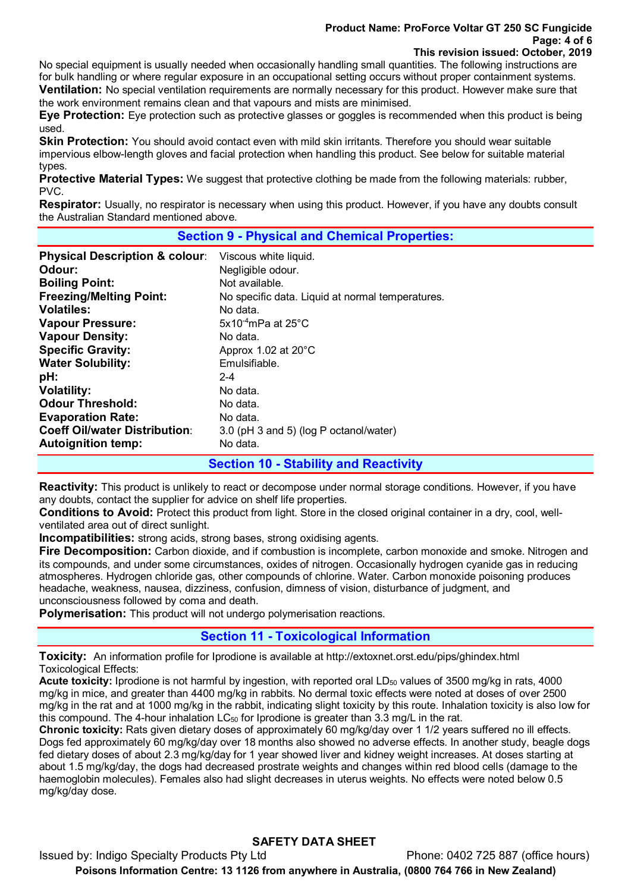No special equipment is usually needed when occasionally handling small quantities. The following instructions are for bulk handling or where regular exposure in an occupational setting occurs without proper containment systems.

**Ventilation:** No special ventilation requirements are normally necessary for this product. However make sure that the work environment remains clean and that vapours and mists are minimised.

**Eye Protection:** Eye protection such as protective glasses or goggles is recommended when this product is being used.

**Skin Protection:** You should avoid contact even with mild skin irritants. Therefore you should wear suitable impervious elbow-length gloves and facial protection when handling this product. See below for suitable material types.

**Protective Material Types:** We suggest that protective clothing be made from the following materials: rubber, PVC.

**Respirator:** Usually, no respirator is necessary when using this product. However, if you have any doubts consult the Australian Standard mentioned above.

## Section 9 - Physical and Chemical Properties:

| | |
|---|---|
| **Physical Description & colour**: | Viscous white liquid. |
| **Odour:** | Negligible odour. |
| **Boiling Point:** | Not available. |
| **Freezing/Melting Point:** | No specific data. Liquid at normal temperatures. |
| **Volatiles:** | No data. |
| **Vapour Pressure:** | $5x10^{-4}$mPa at 25°C |
| **Vapour Density:** | No data. |
| **Specific Gravity:** | Approx 1.02 at 20°C |
| **Water Solubility:** | Emulsifiable. |
| **pH:** | 2-4 |
| **Volatility:** | No data. |
| **Odour Threshold:** | No data. |
| **Evaporation Rate:** | No data. |
| **Coeff Oil/water Distribution**: | 3.0 (pH 3 and 5) (log P octanol/water) |
| **Autoignition temp:** | No data. |

## Section 10 - Stability and Reactivity

**Reactivity:** This product is unlikely to react or decompose under normal storage conditions. However, if you have any doubts, contact the supplier for advice on shelf life properties.

**Conditions to Avoid:** Protect this product from light. Store in the closed original container in a dry, cool, well-ventilated area out of direct sunlight.

**Incompatibilities:** strong acids, strong bases, strong oxidising agents.

**Fire Decomposition:** Carbon dioxide, and if combustion is incomplete, carbon monoxide and smoke. Nitrogen and its compounds, and under some circumstances, oxides of nitrogen. Occasionally hydrogen cyanide gas in reducing atmospheres. Hydrogen chloride gas, other compounds of chlorine. Water. Carbon monoxide poisoning produces headache, weakness, nausea, dizziness, confusion, dimness of vision, disturbance of judgment, and unconsciousness followed by coma and death.

**Polymerisation:** This product will not undergo polymerisation reactions.

## Section 11 - Toxicological Information

**Toxicity:** An information profile for Iprodione is available at http://extoxnet.orst.edu/pips/ghindex.html
Toxicological Effects:

**Acute toxicity:** Iprodione is not harmful by ingestion, with reported oral $LD_{50}$ values of 3500 mg/kg in rats, 4000 mg/kg in mice, and greater than 4400 mg/kg in rabbits. No dermal toxic effects were noted at doses of over 2500 mg/kg in the rat and at 1000 mg/kg in the rabbit, indicating slight toxicity by this route. Inhalation toxicity is also low for this compound. The 4-hour inhalation $LC_{50}$ for Iprodione is greater than 3.3 mg/L in the rat.

**Chronic toxicity:** Rats given dietary doses of approximately 60 mg/kg/day over 1 1/2 years suffered no ill effects. Dogs fed approximately 60 mg/kg/day over 18 months also showed no adverse effects. In another study, beagle dogs fed dietary doses of about 2.3 mg/kg/day for 1 year showed liver and kidney weight increases. At doses starting at about 1.5 mg/kg/day, the dogs had decreased prostrate weights and changes within red blood cells (damage to the haemoglobin molecules). Females also had slight decreases in uterus weights. No effects were noted below 0.5 mg/kg/day dose.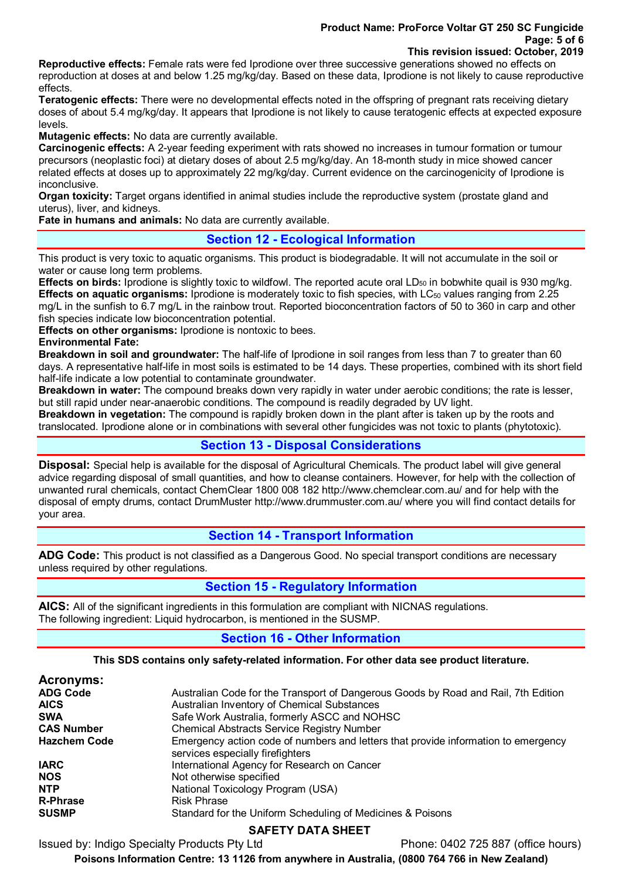**Reproductive effects:** Female rats were fed Iprodione over three successive generations showed no effects on reproduction at doses at and below 1.25 mg/kg/day. Based on these data, Iprodione is not likely to cause reproductive effects.

**Teratogenic effects:** There were no developmental effects noted in the offspring of pregnant rats receiving dietary doses of about 5.4 mg/kg/day. It appears that Iprodione is not likely to cause teratogenic effects at expected exposure levels.

**Mutagenic effects:** No data are currently available.

**Carcinogenic effects:** A 2-year feeding experiment with rats showed no increases in tumour formation or tumour precursors (neoplastic foci) at dietary doses of about 2.5 mg/kg/day. An 18-month study in mice showed cancer related effects at doses up to approximately 22 mg/kg/day. Current evidence on the carcinogenicity of Iprodione is inconclusive.

**Organ toxicity:** Target organs identified in animal studies include the reproductive system (prostate gland and uterus), liver, and kidneys.

**Fate in humans and animals:** No data are currently available.

## Section 12 - Ecological Information

This product is very toxic to aquatic organisms. This product is biodegradable. It will not accumulate in the soil or water or cause long term problems.

**Effects on birds:** Iprodione is slightly toxic to wildfowl. The reported acute oral $LD_{50}$ in bobwhite quail is 930 mg/kg.

**Effects on aquatic organisms:** Iprodione is moderately toxic to fish species, with $LC_{50}$ values ranging from 2.25 mg/L in the sunfish to 6.7 mg/L in the rainbow trout. Reported bioconcentration factors of 50 to 360 in carp and other fish species indicate low bioconcentration potential.

**Effects on other organisms:** Iprodione is nontoxic to bees.

**Environmental Fate:**

**Breakdown in soil and groundwater:** The half-life of Iprodione in soil ranges from less than 7 to greater than 60 days. A representative half-life in most soils is estimated to be 14 days. These properties, combined with its short field half-life indicate a low potential to contaminate groundwater.

**Breakdown in water:** The compound breaks down very rapidly in water under aerobic conditions; the rate is lesser, but still rapid under near-anaerobic conditions. The compound is readily degraded by UV light.

**Breakdown in vegetation:** The compound is rapidly broken down in the plant after is taken up by the roots and translocated. Iprodione alone or in combinations with several other fungicides was not toxic to plants (phytotoxic).

## Section 13 - Disposal Considerations

**Disposal:** Special help is available for the disposal of Agricultural Chemicals. The product label will give general advice regarding disposal of small quantities, and how to cleanse containers. However, for help with the collection of unwanted rural chemicals, contact ChemClear 1800 008 182 http://www.chemclear.com.au/ and for help with the disposal of empty drums, contact DrumMuster http://www.drummuster.com.au/ where you will find contact details for your area.

## Section 14 - Transport Information

**ADG Code:** This product is not classified as a Dangerous Good. No special transport conditions are necessary unless required by other regulations.

## Section 15 - Regulatory Information

**AICS:** All of the significant ingredients in this formulation are compliant with NICNAS regulations.
The following ingredient: Liquid hydrocarbon, is mentioned in the SUSMP.

## Section 16 - Other Information

**This SDS contains only safety-related information. For other data see product literature.**

### Acronyms:

| | |
|---|---|
| **ADG Code** | Australian Code for the Transport of Dangerous Goods by Road and Rail, 7th Edition |
| **AICS** | Australian Inventory of Chemical Substances |
| **SWA** | Safe Work Australia, formerly ASCC and NOHSC |
| **CAS Number** | Chemical Abstracts Service Registry Number |
| **Hazchem Code** | Emergency action code of numbers and letters that provide information to emergency services especially firefighters |
| **IARC** | International Agency for Research on Cancer |
| **NOS** | Not otherwise specified |
| **NTP** | National Toxicology Program (USA) |
| **R-Phrase** | Risk Phrase |
| **SUSMP** | Standard for the Uniform Scheduling of Medicines & Poisons |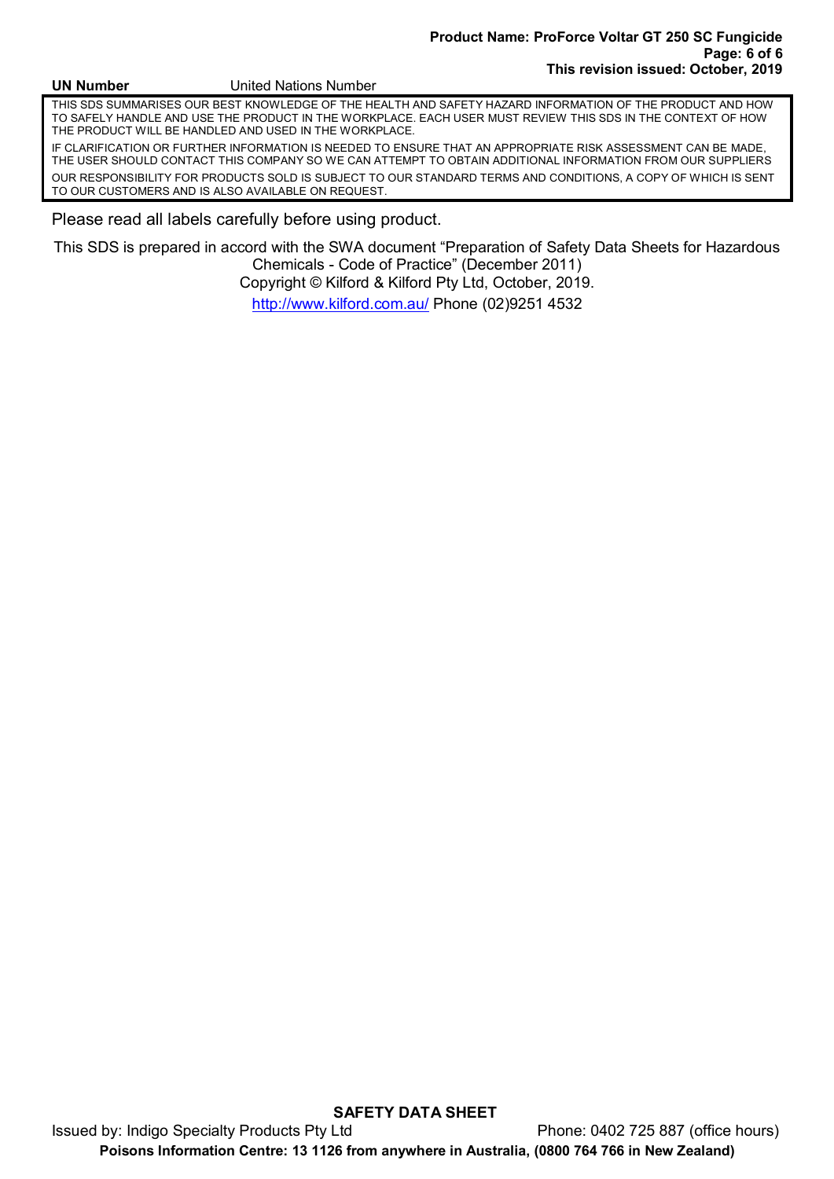| | |
|---|---|
| **UN Number** | United Nations Number |

THIS SDS SUMMARISES OUR BEST KNOWLEDGE OF THE HEALTH AND SAFETY HAZARD INFORMATION OF THE PRODUCT AND HOW TO SAFELY HANDLE AND USE THE PRODUCT IN THE WORKPLACE. EACH USER MUST REVIEW THIS SDS IN THE CONTEXT OF HOW THE PRODUCT WILL BE HANDLED AND USED IN THE WORKPLACE.

IF CLARIFICATION OR FURTHER INFORMATION IS NEEDED TO ENSURE THAT AN APPROPRIATE RISK ASSESSMENT CAN BE MADE, THE USER SHOULD CONTACT THIS COMPANY SO WE CAN ATTEMPT TO OBTAIN ADDITIONAL INFORMATION FROM OUR SUPPLIERS

OUR RESPONSIBILITY FOR PRODUCTS SOLD IS SUBJECT TO OUR STANDARD TERMS AND CONDITIONS, A COPY OF WHICH IS SENT TO OUR CUSTOMERS AND IS ALSO AVAILABLE ON REQUEST.

Please read all labels carefully before using product.

This SDS is prepared in accord with the SWA document "Preparation of Safety Data Sheets for Hazardous Chemicals - Code of Practice" (December 2011)

Copyright © Kilford & Kilford Pty Ltd, October, 2019.

http://www.kilford.com.au/ Phone (02)9251 4532